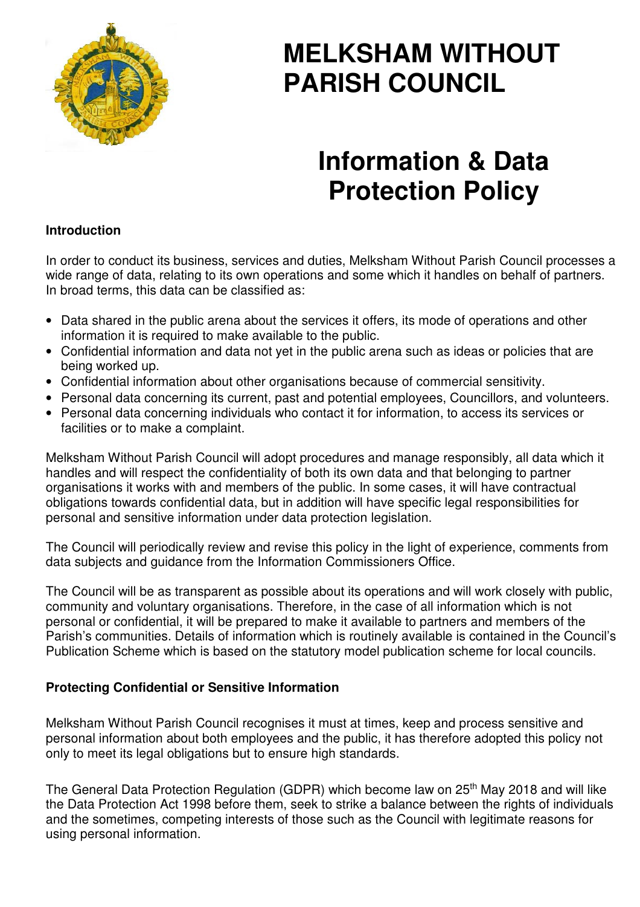# MELKSHAM WITHOUT PARISH COUNCIL

# Information & Data Protection Policy

**Introduction**

In order to conduct its business, services and duties, Melksham Without Parish Council processes a wide range of data, relating to its own operations and some which it handles on behalf of partners. In broad terms, this data can be classified as:

- Data shared in the public arena about the services it offers, its mode of operations and other information it is required to make available to the public.
- Confidential information and data not yet in the public arena such as ideas or policies that are being worked up.
- Confidential information about other organisations because of commercial sensitivity.
- Personal data concerning its current, past and potential employees, Councillors, and volunteers.
- Personal data concerning individuals who contact it for information, to access its services or facilities or to make a complaint.

Melksham Without Parish Council will adopt procedures and manage responsibly, all data which it handles and will respect the confidentiality of both its own data and that belonging to partner organisations it works with and members of the public. In some cases, it will have contractual obligations towards confidential data, but in addition will have specific legal responsibilities for personal and sensitive information under data protection legislation.

The Council will periodically review and revise this policy in the light of experience, comments from data subjects and guidance from the Information Commissioners Office.

The Council will be as transparent as possible about its operations and will work closely with public, community and voluntary organisations. Therefore, in the case of all information which is not personal or confidential, it will be prepared to make it available to partners and members of the Parish's communities. Details of information which is routinely available is contained in the Council's Publication Scheme which is based on the statutory model publication scheme for local councils.

**Protecting Confidential or Sensitive Information**

Melksham Without Parish Council recognises it must at times, keep and process sensitive and personal information about both employees and the public, it has therefore adopted this policy not only to meet its legal obligations but to ensure high standards.

The General Data Protection Regulation (GDPR) which become law on 25th May 2018 and will like the Data Protection Act 1998 before them, seek to strike a balance between the rights of individuals and the sometimes, competing interests of those such as the Council with legitimate reasons for using personal information.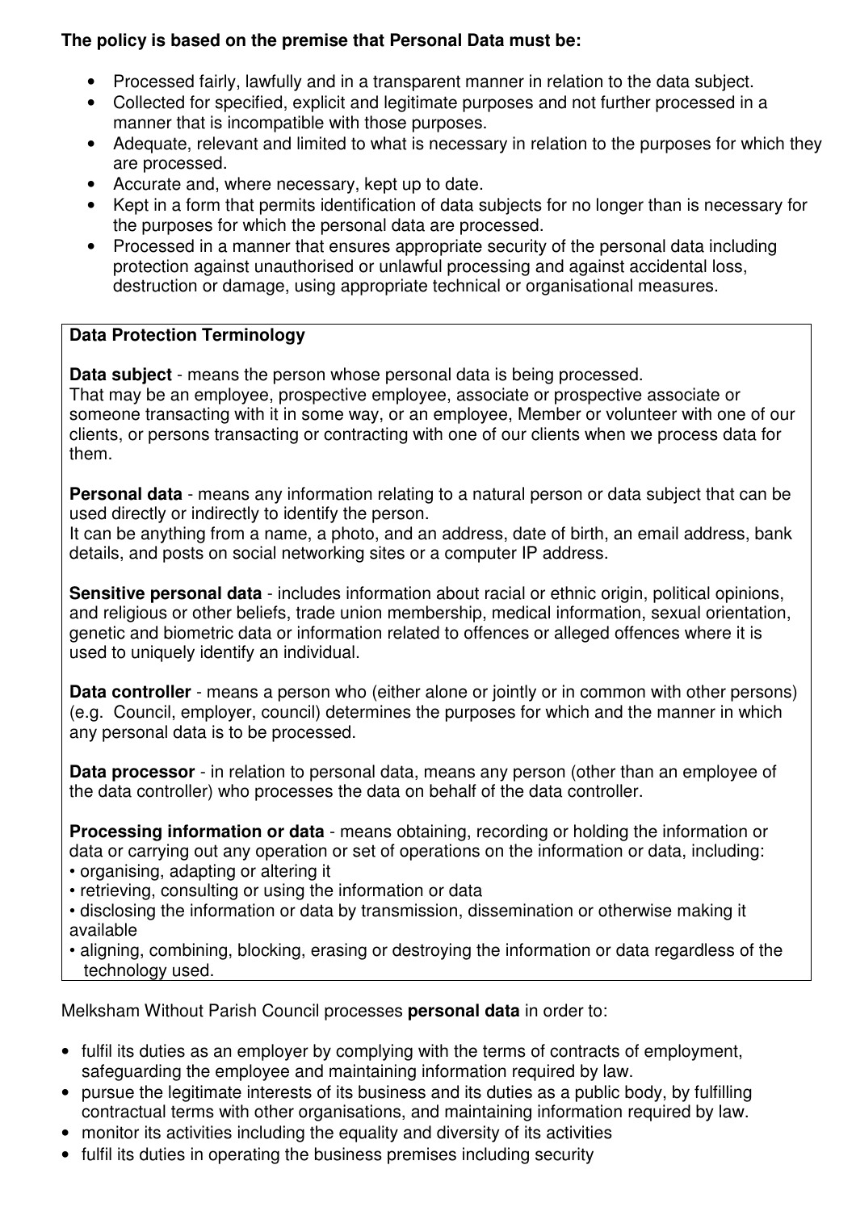**The policy is based on the premise that Personal Data must be:**

- Processed fairly, lawfully and in a transparent manner in relation to the data subject.
- Collected for specified, explicit and legitimate purposes and not further processed in a manner that is incompatible with those purposes.
- Adequate, relevant and limited to what is necessary in relation to the purposes for which they are processed.
- Accurate and, where necessary, kept up to date.
- Kept in a form that permits identification of data subjects for no longer than is necessary for the purposes for which the personal data are processed.
- Processed in a manner that ensures appropriate security of the personal data including protection against unauthorised or unlawful processing and against accidental loss, destruction or damage, using appropriate technical or organisational measures.

**Data Protection Terminology**

**Data subject** - means the person whose personal data is being processed.
That may be an employee, prospective employee, associate or prospective associate or someone transacting with it in some way, or an employee, Member or volunteer with one of our clients, or persons transacting or contracting with one of our clients when we process data for them.

**Personal data** - means any information relating to a natural person or data subject that can be used directly or indirectly to identify the person.
It can be anything from a name, a photo, and an address, date of birth, an email address, bank details, and posts on social networking sites or a computer IP address.

**Sensitive personal data** - includes information about racial or ethnic origin, political opinions, and religious or other beliefs, trade union membership, medical information, sexual orientation, genetic and biometric data or information related to offences or alleged offences where it is used to uniquely identify an individual.

**Data controller** - means a person who (either alone or jointly or in common with other persons) (e.g. Council, employer, council) determines the purposes for which and the manner in which any personal data is to be processed.

**Data processor** - in relation to personal data, means any person (other than an employee of the data controller) who processes the data on behalf of the data controller.

**Processing information or data** - means obtaining, recording or holding the information or data or carrying out any operation or set of operations on the information or data, including:

- organising, adapting or altering it
- retrieving, consulting or using the information or data
- disclosing the information or data by transmission, dissemination or otherwise making it available
- aligning, combining, blocking, erasing or destroying the information or data regardless of the technology used.

Melksham Without Parish Council processes **personal data** in order to:

- fulfil its duties as an employer by complying with the terms of contracts of employment, safeguarding the employee and maintaining information required by law.
- pursue the legitimate interests of its business and its duties as a public body, by fulfilling contractual terms with other organisations, and maintaining information required by law.
- monitor its activities including the equality and diversity of its activities
- fulfil its duties in operating the business premises including security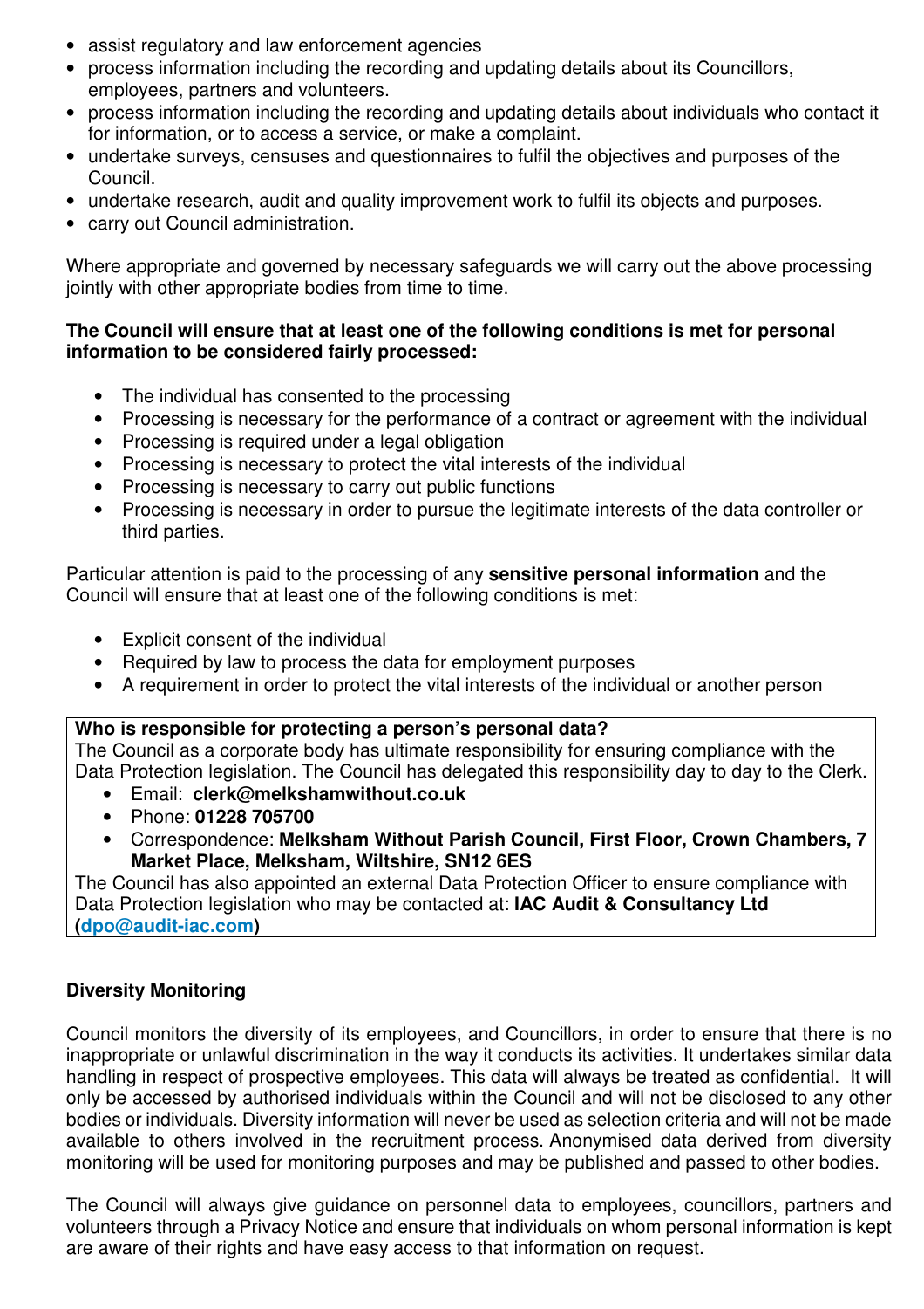- assist regulatory and law enforcement agencies
- process information including the recording and updating details about its Councillors, employees, partners and volunteers.
- process information including the recording and updating details about individuals who contact it for information, or to access a service, or make a complaint.
- undertake surveys, censuses and questionnaires to fulfil the objectives and purposes of the Council.
- undertake research, audit and quality improvement work to fulfil its objects and purposes.
- carry out Council administration.

Where appropriate and governed by necessary safeguards we will carry out the above processing jointly with other appropriate bodies from time to time.

**The Council will ensure that at least one of the following conditions is met for personal information to be considered fairly processed:**

- The individual has consented to the processing
- Processing is necessary for the performance of a contract or agreement with the individual
- Processing is required under a legal obligation
- Processing is necessary to protect the vital interests of the individual
- Processing is necessary to carry out public functions
- Processing is necessary in order to pursue the legitimate interests of the data controller or third parties.

Particular attention is paid to the processing of any **sensitive personal information** and the Council will ensure that at least one of the following conditions is met:

- Explicit consent of the individual
- Required by law to process the data for employment purposes
- A requirement in order to protect the vital interests of the individual or another person

**Who is responsible for protecting a person's personal data?**
The Council as a corporate body has ultimate responsibility for ensuring compliance with the Data Protection legislation. The Council has delegated this responsibility day to day to the Clerk.

- Email: **clerk@melkshamwithout.co.uk**
- Phone: **01228 705700**
- Correspondence: **Melksham Without Parish Council, First Floor, Crown Chambers, 7 Market Place, Melksham, Wiltshire, SN12 6ES**

The Council has also appointed an external Data Protection Officer to ensure compliance with Data Protection legislation who may be contacted at: **IAC Audit & Consultancy Ltd (dpo@audit-iac.com)**

**Diversity Monitoring**

Council monitors the diversity of its employees, and Councillors, in order to ensure that there is no inappropriate or unlawful discrimination in the way it conducts its activities. It undertakes similar data handling in respect of prospective employees. This data will always be treated as confidential. It will only be accessed by authorised individuals within the Council and will not be disclosed to any other bodies or individuals. Diversity information will never be used as selection criteria and will not be made available to others involved in the recruitment process. Anonymised data derived from diversity monitoring will be used for monitoring purposes and may be published and passed to other bodies.

The Council will always give guidance on personnel data to employees, councillors, partners and volunteers through a Privacy Notice and ensure that individuals on whom personal information is kept are aware of their rights and have easy access to that information on request.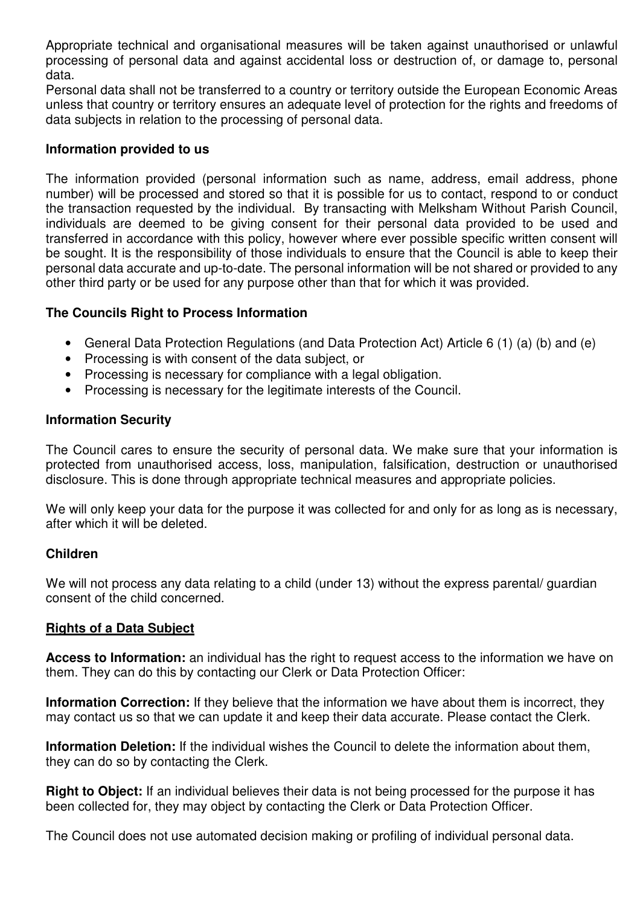Appropriate technical and organisational measures will be taken against unauthorised or unlawful processing of personal data and against accidental loss or destruction of, or damage to, personal data.

Personal data shall not be transferred to a country or territory outside the European Economic Areas unless that country or territory ensures an adequate level of protection for the rights and freedoms of data subjects in relation to the processing of personal data.

**Information provided to us**

The information provided (personal information such as name, address, email address, phone number) will be processed and stored so that it is possible for us to contact, respond to or conduct the transaction requested by the individual. By transacting with Melksham Without Parish Council, individuals are deemed to be giving consent for their personal data provided to be used and transferred in accordance with this policy, however where ever possible specific written consent will be sought. It is the responsibility of those individuals to ensure that the Council is able to keep their personal data accurate and up-to-date. The personal information will be not shared or provided to any other third party or be used for any purpose other than that for which it was provided.

**The Councils Right to Process Information**

- General Data Protection Regulations (and Data Protection Act) Article 6 (1) (a) (b) and (e)
- Processing is with consent of the data subject, or
- Processing is necessary for compliance with a legal obligation.
- Processing is necessary for the legitimate interests of the Council.

**Information Security**

The Council cares to ensure the security of personal data. We make sure that your information is protected from unauthorised access, loss, manipulation, falsification, destruction or unauthorised disclosure. This is done through appropriate technical measures and appropriate policies.

We will only keep your data for the purpose it was collected for and only for as long as is necessary, after which it will be deleted.

**Children**

We will not process any data relating to a child (under 13) without the express parental/ guardian consent of the child concerned.

**Rights of a Data Subject**

**Access to Information:** an individual has the right to request access to the information we have on them. They can do this by contacting our Clerk or Data Protection Officer:

**Information Correction:** If they believe that the information we have about them is incorrect, they may contact us so that we can update it and keep their data accurate. Please contact the Clerk.

**Information Deletion:** If the individual wishes the Council to delete the information about them, they can do so by contacting the Clerk.

**Right to Object:** If an individual believes their data is not being processed for the purpose it has been collected for, they may object by contacting the Clerk or Data Protection Officer.

The Council does not use automated decision making or profiling of individual personal data.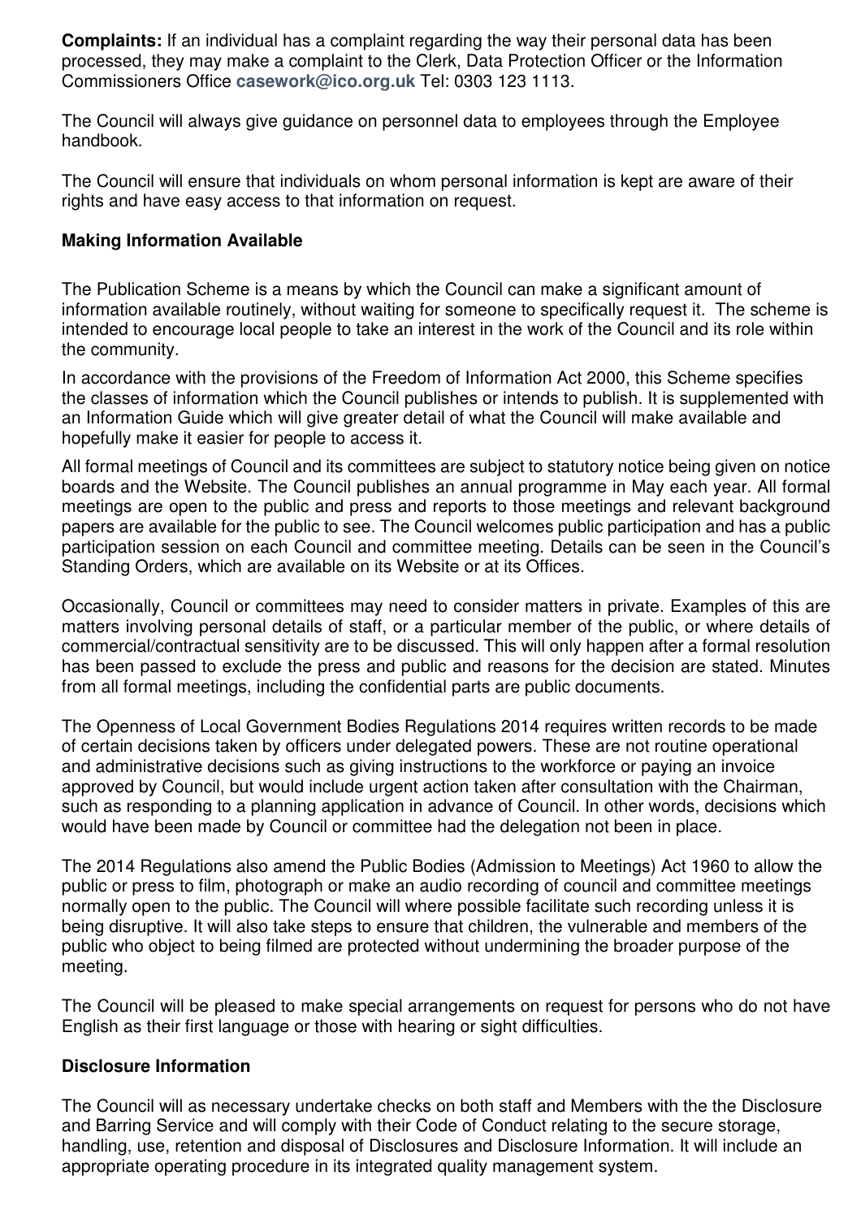**Complaints:** If an individual has a complaint regarding the way their personal data has been processed, they may make a complaint to the Clerk, Data Protection Officer or the Information Commissioners Office **casework@ico.org.uk** Tel: 0303 123 1113.

The Council will always give guidance on personnel data to employees through the Employee handbook.

The Council will ensure that individuals on whom personal information is kept are aware of their rights and have easy access to that information on request.

**Making Information Available**

The Publication Scheme is a means by which the Council can make a significant amount of information available routinely, without waiting for someone to specifically request it. The scheme is intended to encourage local people to take an interest in the work of the Council and its role within the community.

In accordance with the provisions of the Freedom of Information Act 2000, this Scheme specifies the classes of information which the Council publishes or intends to publish. It is supplemented with an Information Guide which will give greater detail of what the Council will make available and hopefully make it easier for people to access it.

All formal meetings of Council and its committees are subject to statutory notice being given on notice boards and the Website. The Council publishes an annual programme in May each year. All formal meetings are open to the public and press and reports to those meetings and relevant background papers are available for the public to see. The Council welcomes public participation and has a public participation session on each Council and committee meeting. Details can be seen in the Council's Standing Orders, which are available on its Website or at its Offices.

Occasionally, Council or committees may need to consider matters in private. Examples of this are matters involving personal details of staff, or a particular member of the public, or where details of commercial/contractual sensitivity are to be discussed. This will only happen after a formal resolution has been passed to exclude the press and public and reasons for the decision are stated. Minutes from all formal meetings, including the confidential parts are public documents.

The Openness of Local Government Bodies Regulations 2014 requires written records to be made of certain decisions taken by officers under delegated powers. These are not routine operational and administrative decisions such as giving instructions to the workforce or paying an invoice approved by Council, but would include urgent action taken after consultation with the Chairman, such as responding to a planning application in advance of Council. In other words, decisions which would have been made by Council or committee had the delegation not been in place.

The 2014 Regulations also amend the Public Bodies (Admission to Meetings) Act 1960 to allow the public or press to film, photograph or make an audio recording of council and committee meetings normally open to the public. The Council will where possible facilitate such recording unless it is being disruptive. It will also take steps to ensure that children, the vulnerable and members of the public who object to being filmed are protected without undermining the broader purpose of the meeting.

The Council will be pleased to make special arrangements on request for persons who do not have English as their first language or those with hearing or sight difficulties.

**Disclosure Information**

The Council will as necessary undertake checks on both staff and Members with the the Disclosure and Barring Service and will comply with their Code of Conduct relating to the secure storage, handling, use, retention and disposal of Disclosures and Disclosure Information. It will include an appropriate operating procedure in its integrated quality management system.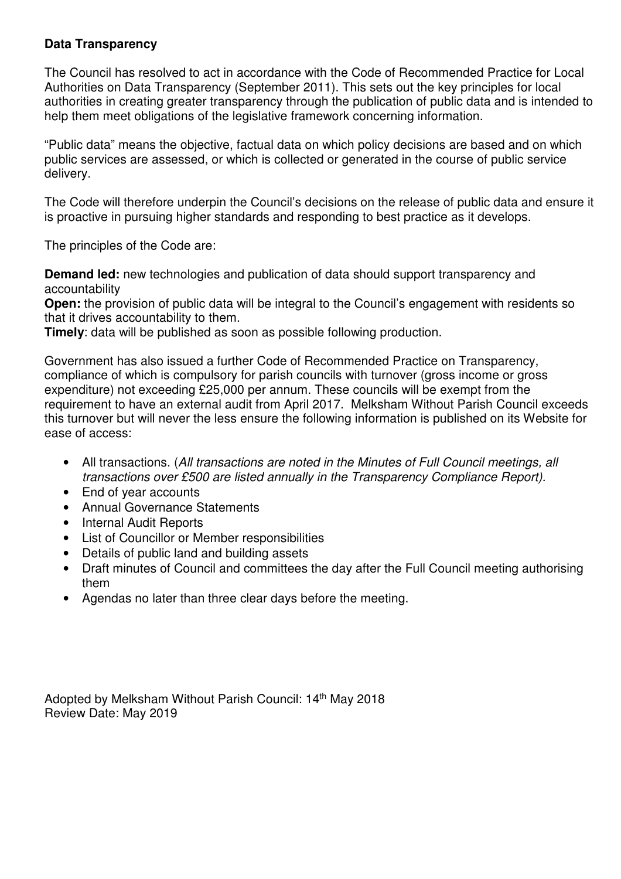**Data Transparency**

The Council has resolved to act in accordance with the Code of Recommended Practice for Local Authorities on Data Transparency (September 2011). This sets out the key principles for local authorities in creating greater transparency through the publication of public data and is intended to help them meet obligations of the legislative framework concerning information.

"Public data" means the objective, factual data on which policy decisions are based and on which public services are assessed, or which is collected or generated in the course of public service delivery.

The Code will therefore underpin the Council's decisions on the release of public data and ensure it is proactive in pursuing higher standards and responding to best practice as it develops.

The principles of the Code are:

**Demand led:** new technologies and publication of data should support transparency and accountability
**Open:** the provision of public data will be integral to the Council's engagement with residents so that it drives accountability to them.
**Timely**: data will be published as soon as possible following production.

Government has also issued a further Code of Recommended Practice on Transparency, compliance of which is compulsory for parish councils with turnover (gross income or gross expenditure) not exceeding £25,000 per annum. These councils will be exempt from the requirement to have an external audit from April 2017. Melksham Without Parish Council exceeds this turnover but will never the less ensure the following information is published on its Website for ease of access:

- All transactions. (*All transactions are noted in the Minutes of Full Council meetings, all transactions over £500 are listed annually in the Transparency Compliance Report)*.
- End of year accounts
- Annual Governance Statements
- Internal Audit Reports
- List of Councillor or Member responsibilities
- Details of public land and building assets
- Draft minutes of Council and committees the day after the Full Council meeting authorising them
- Agendas no later than three clear days before the meeting.

Adopted by Melksham Without Parish Council: 14th May 2018
Review Date: May 2019